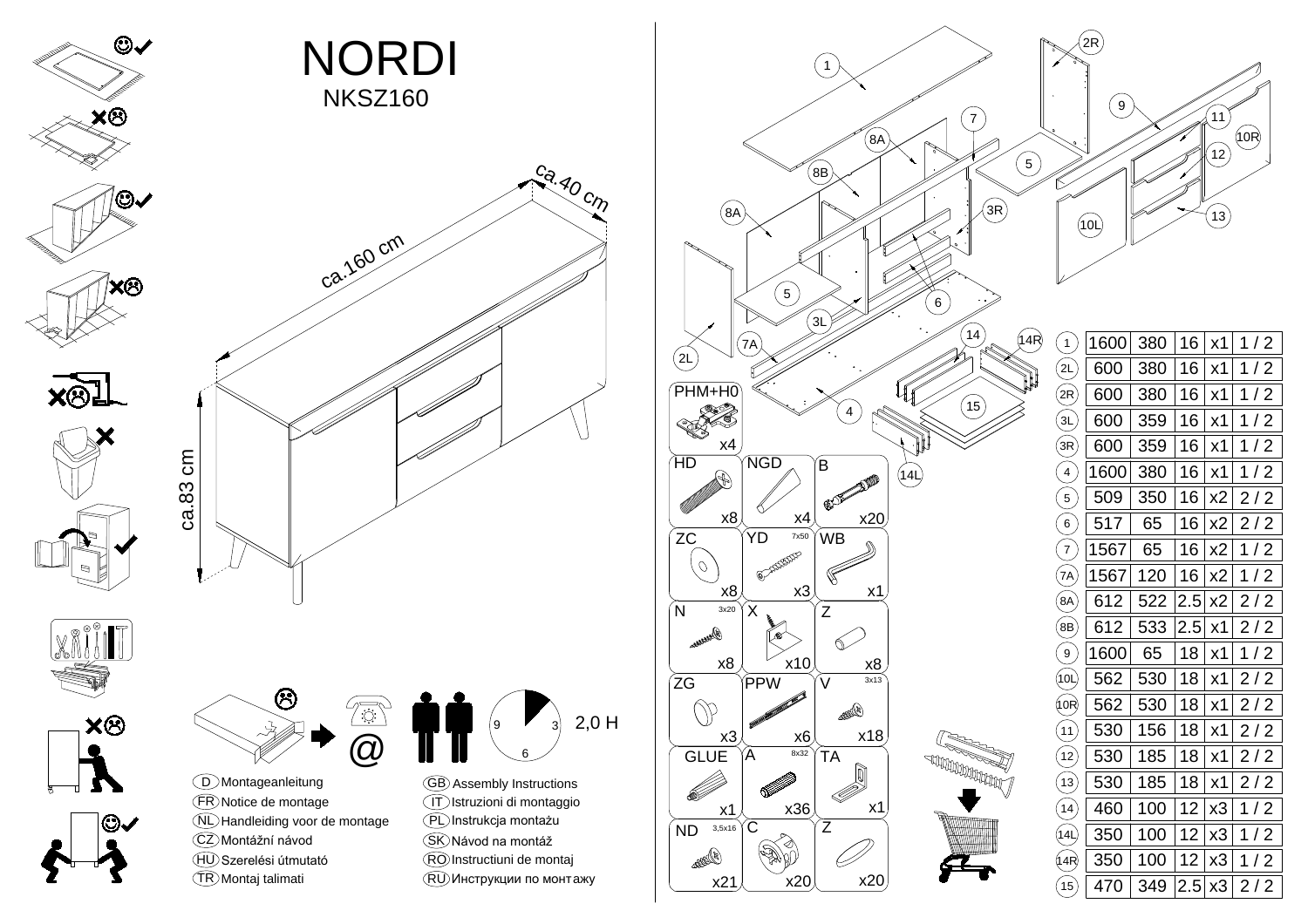# NORDI

## NKSZ160

ca.40 cm

ca.160 cm

ca.83 cm

2,0 H

- (D) Montageanleitung
- (FR) Notice de montage
- (NL) Handleiding voor de montage
- (CZ) Montážní návod
- (HU) Szerelési útmutató
- (TR) Montaj talimati
- (GB) Assembly Instructions
- (IT) Istruzioni di montaggio
- (PL) Instrukcja montażu
- (SK) Návod na montáž
- (RO) Instructiuni de montaj
- (RU) Инструкции по монтажу

| Code | Name | Size | Qty |
|---|---|---|---|
| PHM+H0 | | | x4 |
| HD | | | x8 |
| NGD | | | x4 |
| B | | | x20 |
| ZC | | | x8 |
| YD | | 7x50 | x3 |
| WB | | | x1 |
| N | | 3x20 | x8 |
| X | | | x10 |
| Z | | | x8 |
| ZG | | | x3 |
| PPW | | | x6 |
| V | | 3x13 | x18 |
| GLUE | | | x1 |
| A | | 8x32 | x36 |
| TA | | | x1 |
| ND | | 3,5x16 | x21 |
| C | | | x20 |
| Z | | | x20 |

| No. | | | | Qty | Box |
|---|---|---|---|---|---|
| 1 | 1600 | 380 | 16 | x1 | 1 / 2 |
| 2L | 600 | 380 | 16 | x1 | 1 / 2 |
| 2R | 600 | 380 | 16 | x1 | 1 / 2 |
| 3L | 600 | 359 | 16 | x1 | 1 / 2 |
| 3R | 600 | 359 | 16 | x1 | 1 / 2 |
| 4 | 1600 | 380 | 16 | x1 | 1 / 2 |
| 5 | 509 | 350 | 16 | x2 | 2 / 2 |
| 6 | 517 | 65 | 16 | x2 | 2 / 2 |
| 7 | 1567 | 65 | 16 | x2 | 1 / 2 |
| 7A | 1567 | 120 | 16 | x2 | 1 / 2 |
| 8A | 612 | 522 | 2.5 | x2 | 2 / 2 |
| 8B | 612 | 533 | 2.5 | x1 | 2 / 2 |
| 9 | 1600 | 65 | 18 | x1 | 1 / 2 |
| 10L | 562 | 530 | 18 | x1 | 2 / 2 |
| 10R | 562 | 530 | 18 | x1 | 2 / 2 |
| 11 | 530 | 156 | 18 | x1 | 2 / 2 |
| 12 | 530 | 185 | 18 | x1 | 2 / 2 |
| 13 | 530 | 185 | 18 | x1 | 2 / 2 |
| 14 | 460 | 100 | 12 | x3 | 1 / 2 |
| 14L | 350 | 100 | 12 | x3 | 1 / 2 |
| 14R | 350 | 100 | 12 | x3 | 1 / 2 |
| 15 | 470 | 349 | 2.5 | x3 | 2 / 2 |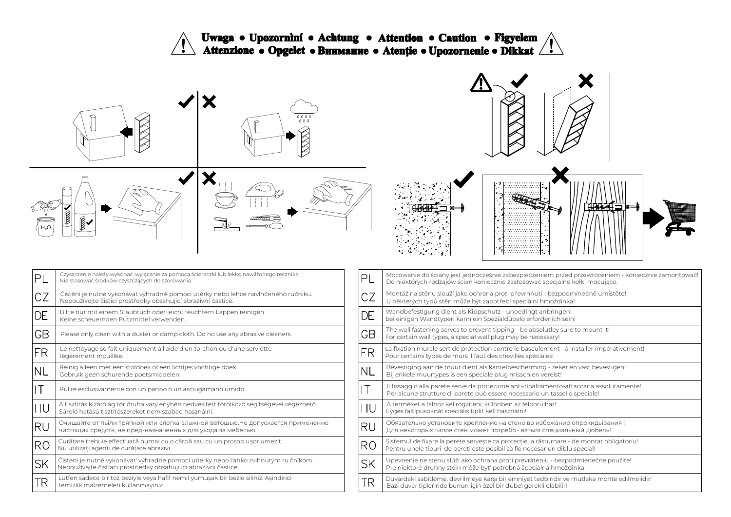# Uwaga • Upozornìní • Achtung • Attention • Caution • Figyelem
# Attenzione • Opgelet • Внимание • Atenţie • Upozornenie • Dikkat

$H_2O$

| | |
|---|---|
| PL | Czyszczenie należy wykonać wyłącznie za pomocą ściereczki lub lekko nawilżonego ręcznika. Nie stosować środków czyszczących do szorowania. |
| CZ | Čistění je nutné vykonávat výhradně pomocí utěrky nebo lehce navlhčeného ručníku. Nepoužívejte čisticí prostředky obsahující abrazivní částice. |
| DE | Bitte nur mit einem Staubtuch oder leicht feuchtern Lappen reinigen. Keine scheuernden Putzmittel verwenden. |
| GB | Please only clean with a duster or damp cloth. Do no use any abrasive cleaners. |
| FR | Le nettoyage se fait uniquement á l'aide d'un torchon ou d'une serviette légèrement mouillée. |
| NL | Reinig alleen met een stofdoek of een lichtjes vochtige doek. Gebruik geen schurende poetsmiddelen. |
| IT | Pulire esclusivamente con un panno o un asciugamano umido. |
| HU | A tisztítás kizárólag törlőruha vary enyhén nedvesített törölköző segítségével végezhető. Súroló hatású tisztítószereket nem szabad használni. |
| RU | Очищайте от пыли тряпкой или слегка влажной ветошью.Не допускается применение чистящих средств, не пред-назначенных для ухода за мебелью. |
| RO | Curăţare trebuie effectuată numai cu o cârpă sau cu un prosop uşor umezit. Nu utilizaţi agenţi de curăţare abrazivi. |
| SK | Čistení je nutné vykonávat' výhradne pomocí utierky nebo l'ahko zvlhnutým ru čníkom. Nepoužívajte čistiaci prostriedky obsahujúci abrazívni častice. |
| TR | Lütfen sadece bir toz beziyle veya hafif nemil yumuşak bir bezle siliniz. Aşındirici temizlik malzemeleri kullanmayiniz. |

| | |
|---|---|
| PL | Mocowanie do ściany jest jednocześnie zabezpieczeniem przed przewróceniem - koniecznie zamontować! Do niektórych rodzajów ścian koniecznie zastosować specjalne kołki mocujące. |
| CZ | Montáž na stěnu slouží jako ochrana proti převrhnutí - bezpodmínečně umístěte! U některých typů stěn může být zapotřebí speciální hmoždinka! |
| DE | Wandbefestigung dient als Kippschutz - unbedingt anbringen! bei einigen Wandtypen kann ein Spezialdübelo erforderlich sein! |
| GB | The wall fastening serves to prevent tipping - be absolutley sure to mount it! For certain wall types, a special wall plug may be necessary! |
| FR | La fixation murale sert de protection contre le basculement - à installer impérativement! Pour certains types de murs il faut des chevilles spéciales! |
| NL | Bevestiging aan de muur dient als kantelbescherming - zeker en vast bevestigen! Bij enkele muurtypes is een speciale plug misschien vereist! |
| IT | Il fissaggio alla parete serve da protezione anti-ribaltamento-attaccarla assolutamente! Per alcune strutture di parete può essere necessario un tassello speciale! |
| HU | A terméket a falhoz kel rögzíteni, különben az felborulhat! Egyes faltípusoknál speciális tiplit kell használni! |
| RU | Обязательно установите крепление на стене во избежание опрокидывания ! Для некоторых типов стен может потребо - ваться специальный дюбель! |
| RO | Sistemul de fixare la perete serveşte ca protecţie la răsturnare - de montat obligatoriu! Pentru unele tipuri de pereţi este posibil să fie necesar un diblu special! |
| SK | Upevnenie ne stenu slúži ako ochrana proti prevráteniu - bezpodmienečne použite! Pre niektoré druhny stein môže byt' potrebná špecialna hmoždinka! |
| TR | Duvardaki sabitleme, devrilmeye karşı bir emniyet tedbiridir ve mutlaka monte edilmelidir! Bazi duvar tiplerinde bunun için özel bir dübel gerekli olabilir! |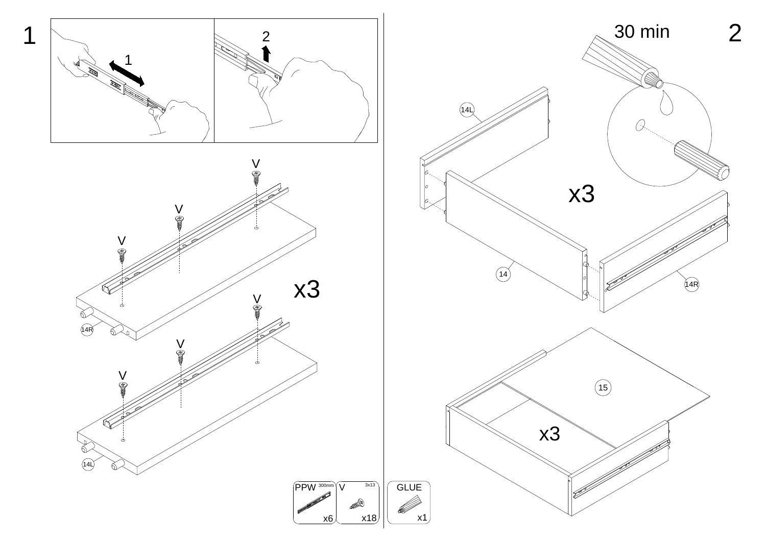1

1

2

V

V

V

x3

14R

V

V

V

14L

2

30 min

14L

x3

14

14R

15

x3

| PPW 300mm | V 3x13 | GLUE |
| --- | --- | --- |
| x6 | x18 | x1 |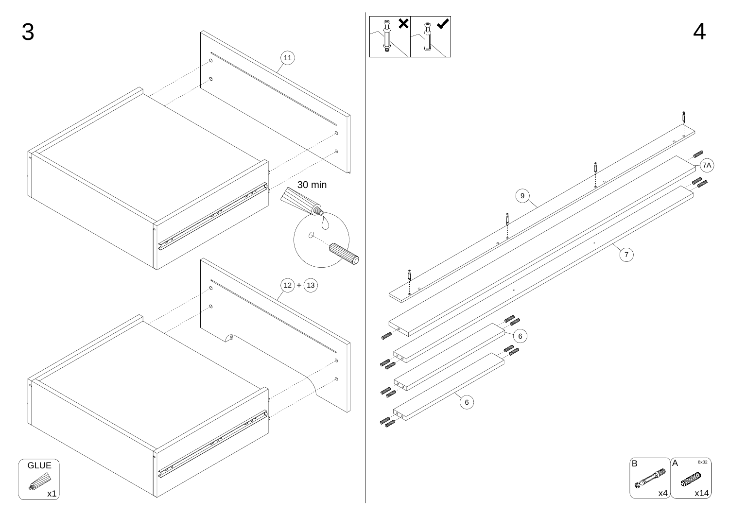3

11

30 min

12 + 13

GLUE

x1

4

9

7A

7

6

6

B

x4

A

8x32

x14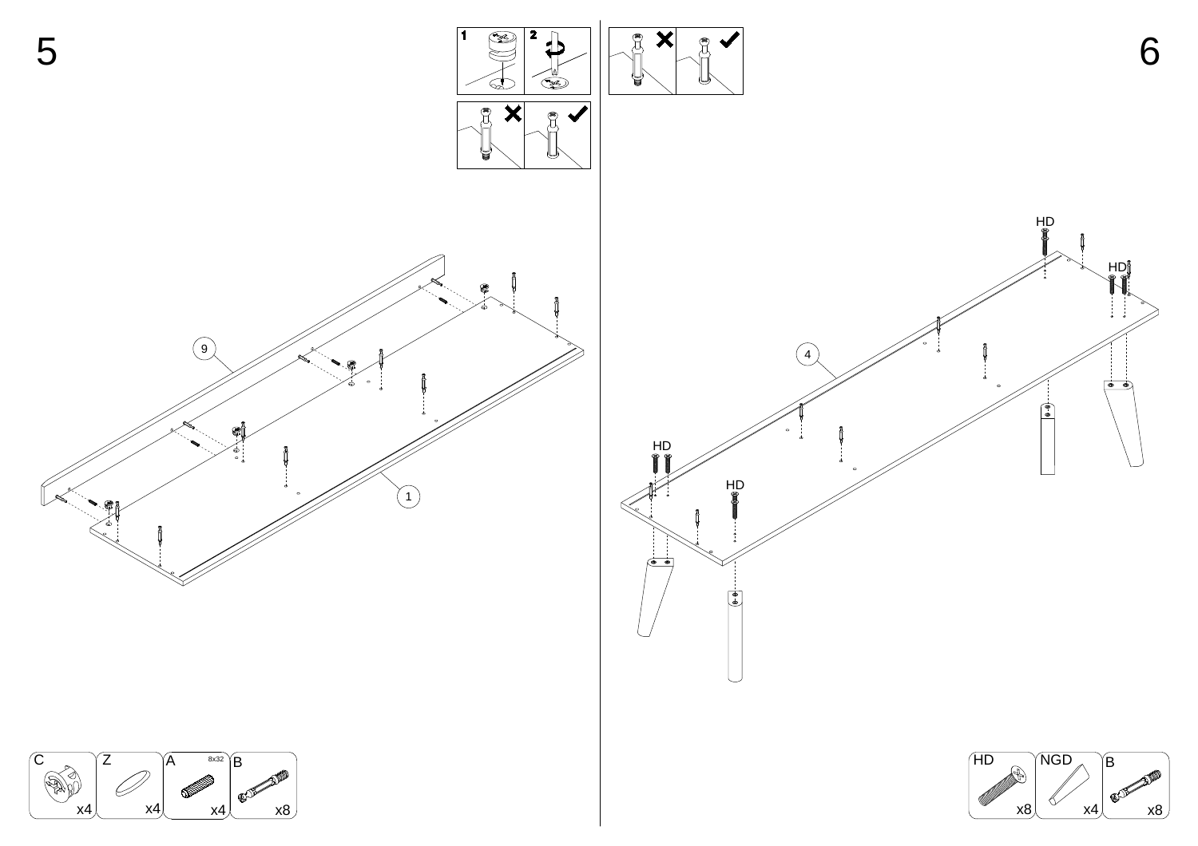5

1

2

9

1

C x4

Z x4

A 8x32 x4

B x8

6

HD

HD

4

HD

HD

HD x8

NGD x4

B x8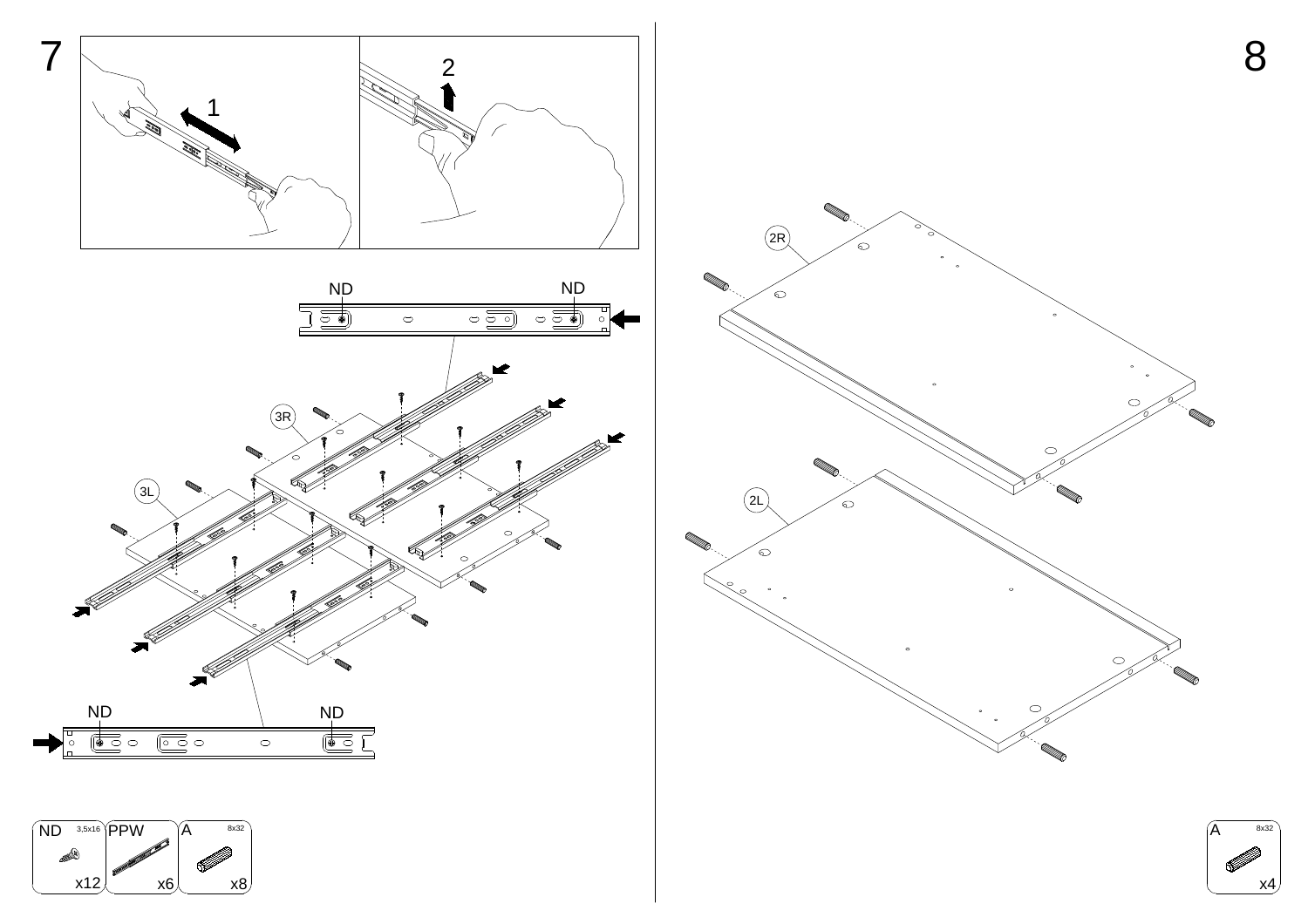# 7

1

2

ND ND

3R

3L

ND ND

| ND 3,5x16 | PPW | A 8x32 |
|---|---|---|
| x12 | x6 | x8 |

# 8

2R

2L

| A 8x32 |
|---|
| x4 |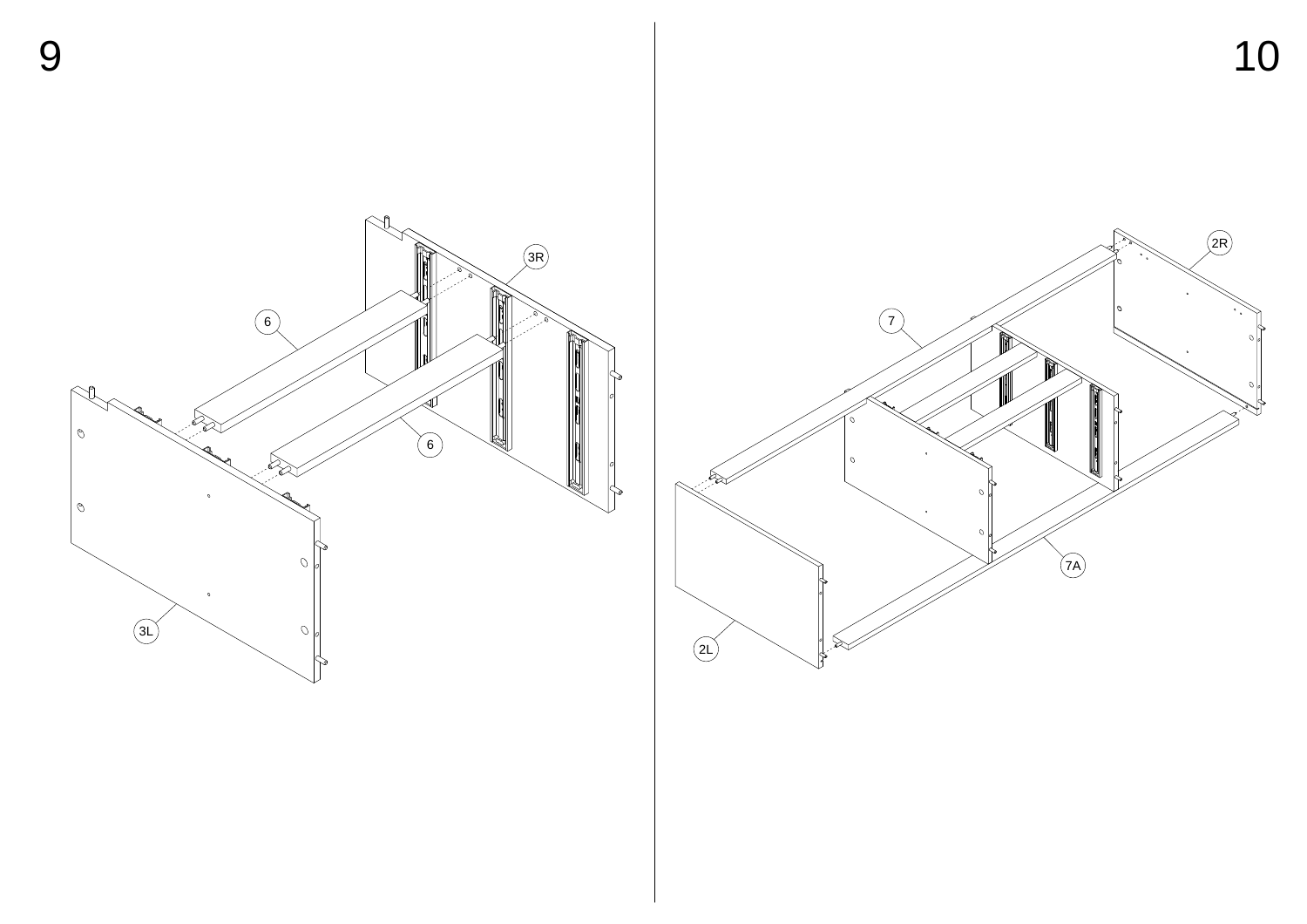9

3R

6

6

3L

10

2R

7

7A

2L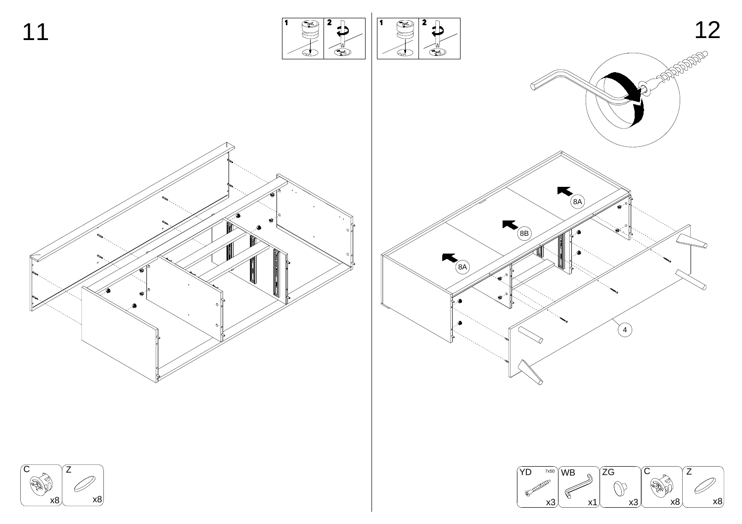# 11

| C | Z |
| --- | --- |
| x8 | x8 |

# 12

8A

8B

8A

4

| YD 7x50 | WB | ZG | C | Z |
| --- | --- | --- | --- | --- |
| x3 | x1 | x3 | x8 | x8 |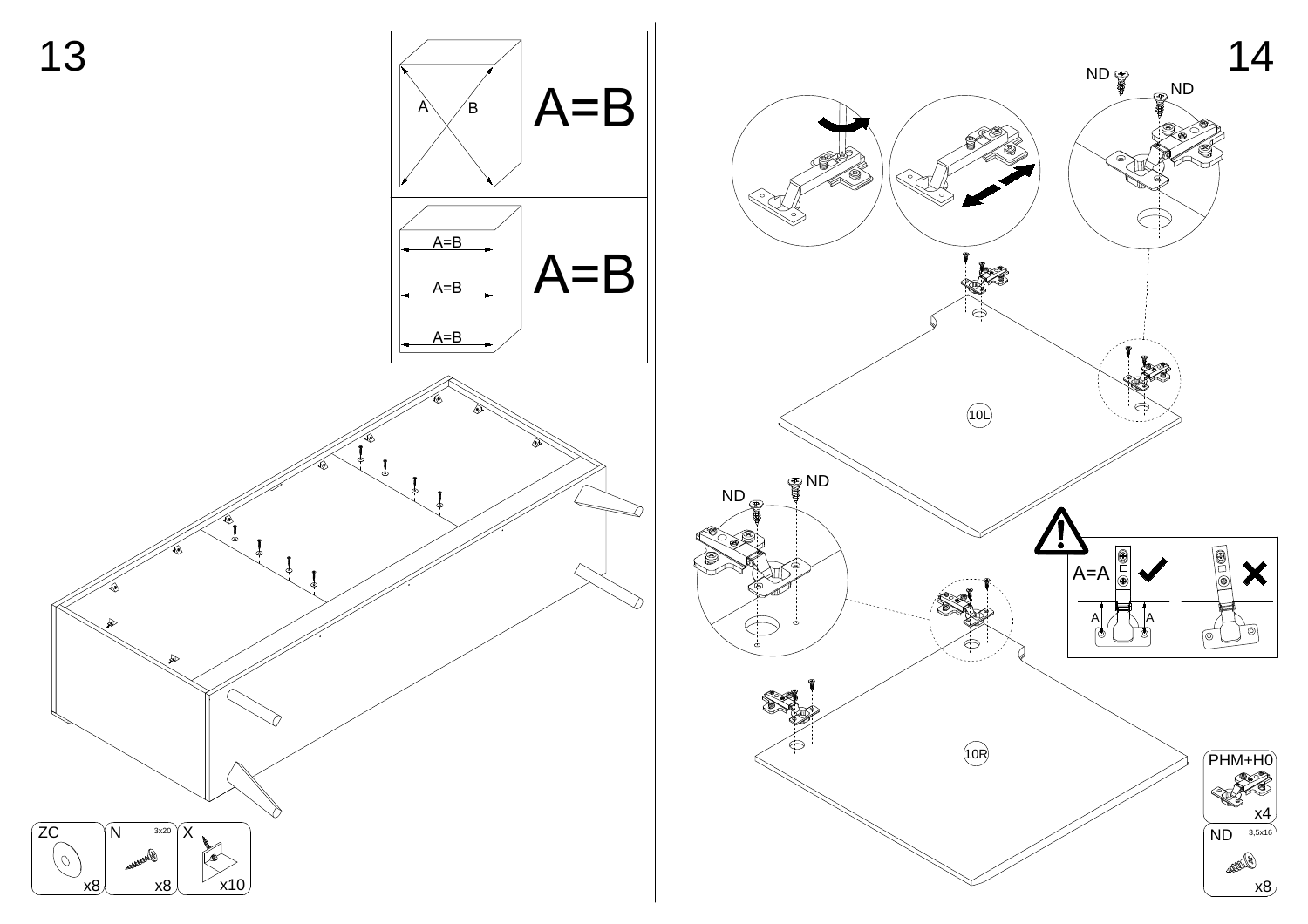13

A=B

A B

A=B

A=B

A=B

A=B

| ZC | N 3x20 | X |
|---|---|---|
| x8 | x8 | x10 |

14

ND

ND

10L

ND

ND

A=A

A A

10R

| PHM+H0 |
|---|
| x4 |

| ND 3,5x16 |
|---|
| x8 |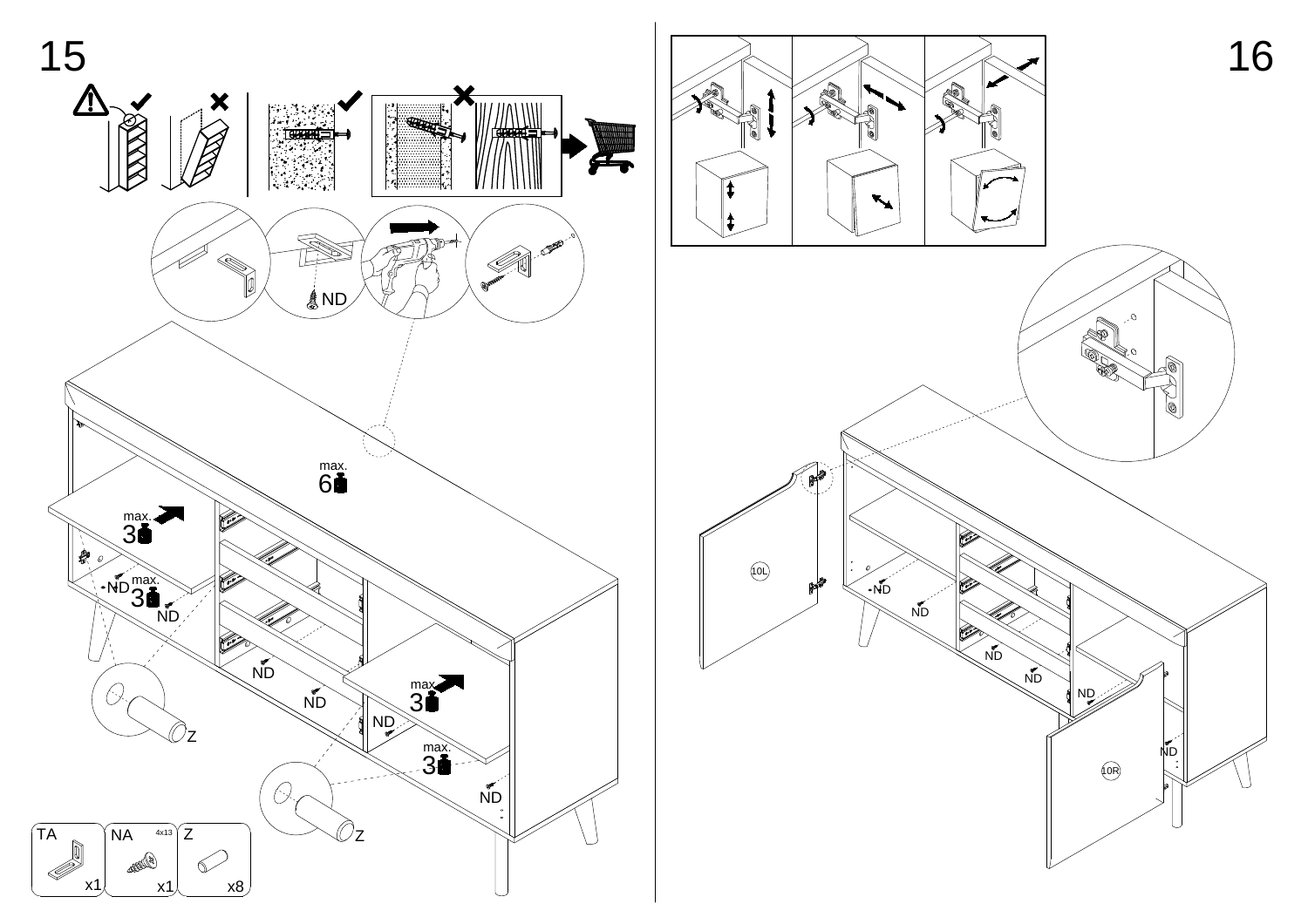15

max.
6

max.
3

max.
3

max.
3

max.
3

ND

Z

| TA | NA 4x13 | Z |
| --- | --- | --- |
| x1 | x1 | x8 |

16

10L

10R

ND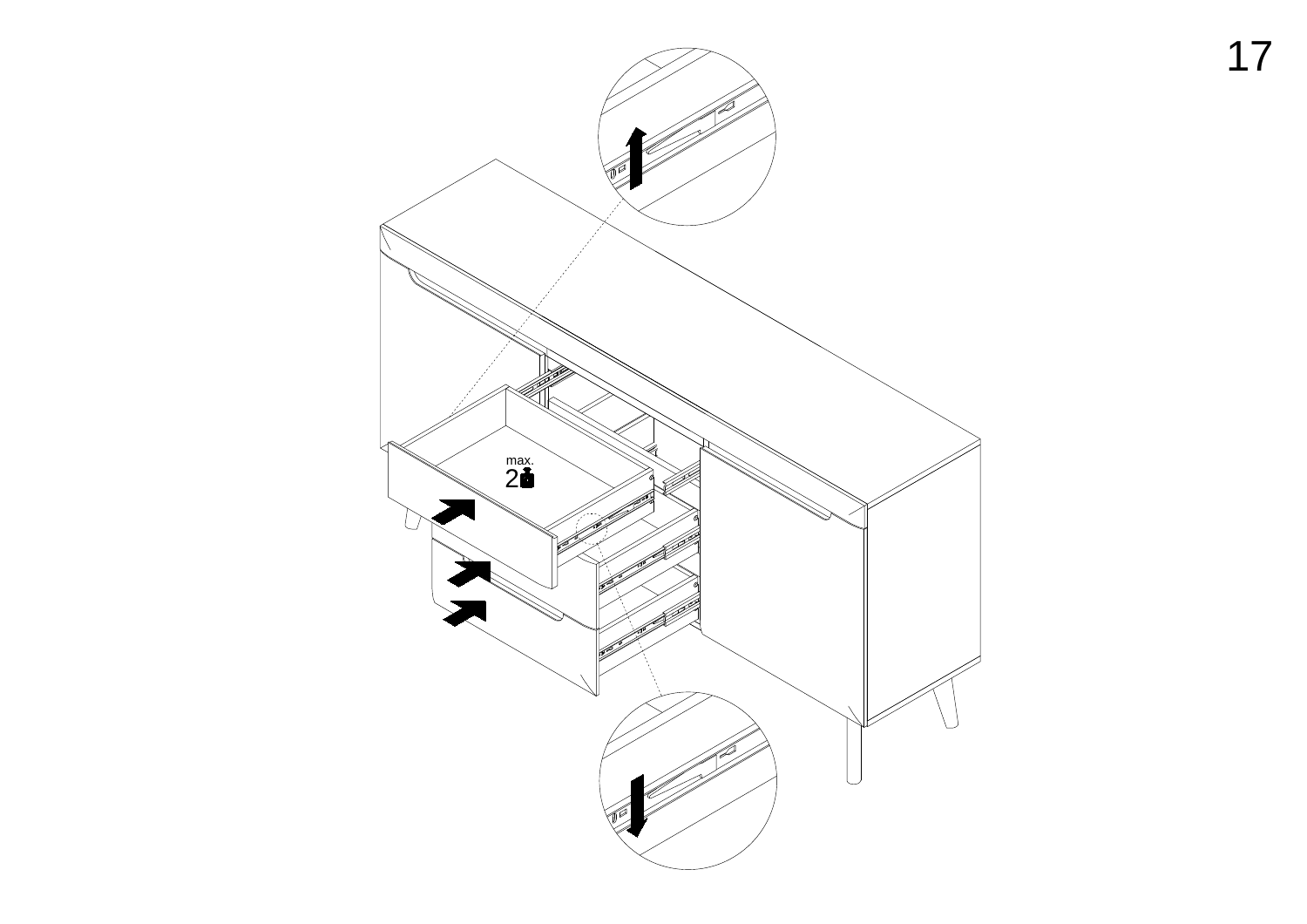max.

2